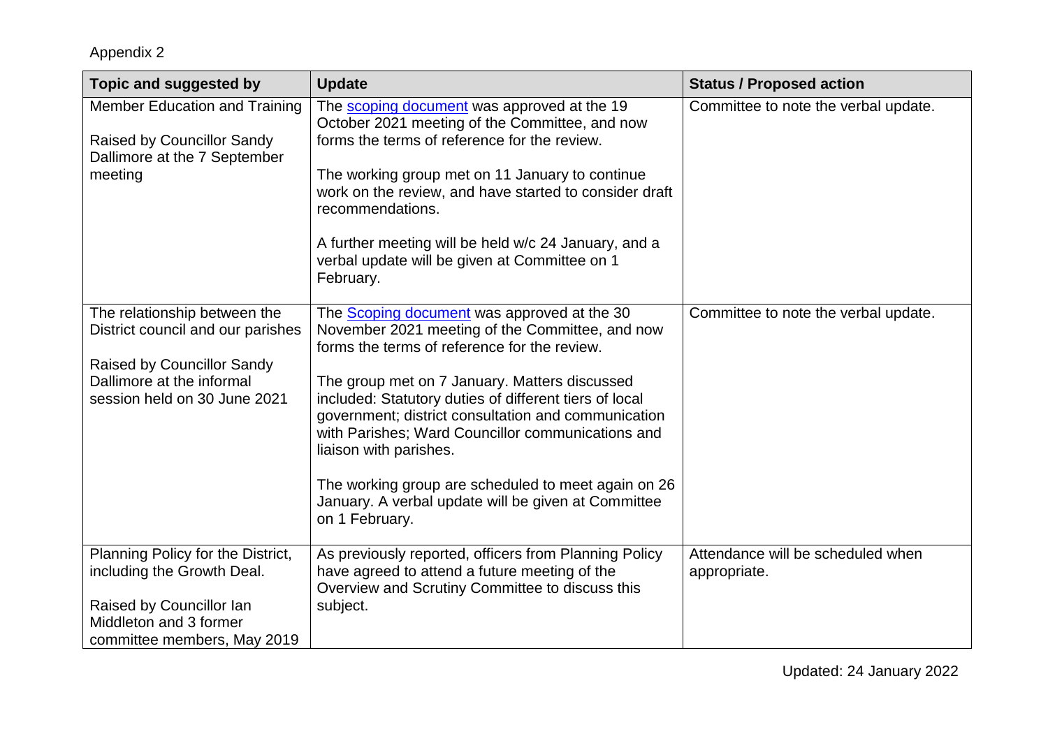Appendix 2

| Topic and suggested by | Update | Status / Proposed action |
|---|---|---|
| Member Education and Training<br><br>Raised by Councillor Sandy Dallimore at the 7 September meeting | The scoping document was approved at the 19 October 2021 meeting of the Committee, and now forms the terms of reference for the review.<br><br>The working group met on 11 January to continue work on the review, and have started to consider draft recommendations.<br><br>A further meeting will be held w/c 24 January, and a verbal update will be given at Committee on 1 February. | Committee to note the verbal update. |
| The relationship between the District council and our parishes<br><br>Raised by Councillor Sandy Dallimore at the informal session held on 30 June 2021 | The Scoping document was approved at the 30 November 2021 meeting of the Committee, and now forms the terms of reference for the review.<br><br>The group met on 7 January. Matters discussed included: Statutory duties of different tiers of local government; district consultation and communication with Parishes; Ward Councillor communications and liaison with parishes.<br><br>The working group are scheduled to meet again on 26 January. A verbal update will be given at Committee on 1 February. | Committee to note the verbal update. |
| Planning Policy for the District, including the Growth Deal.<br><br>Raised by Councillor Ian Middleton and 3 former committee members, May 2019 | As previously reported, officers from Planning Policy have agreed to attend a future meeting of the Overview and Scrutiny Committee to discuss this subject. | Attendance will be scheduled when appropriate. |

Updated: 24 January 2022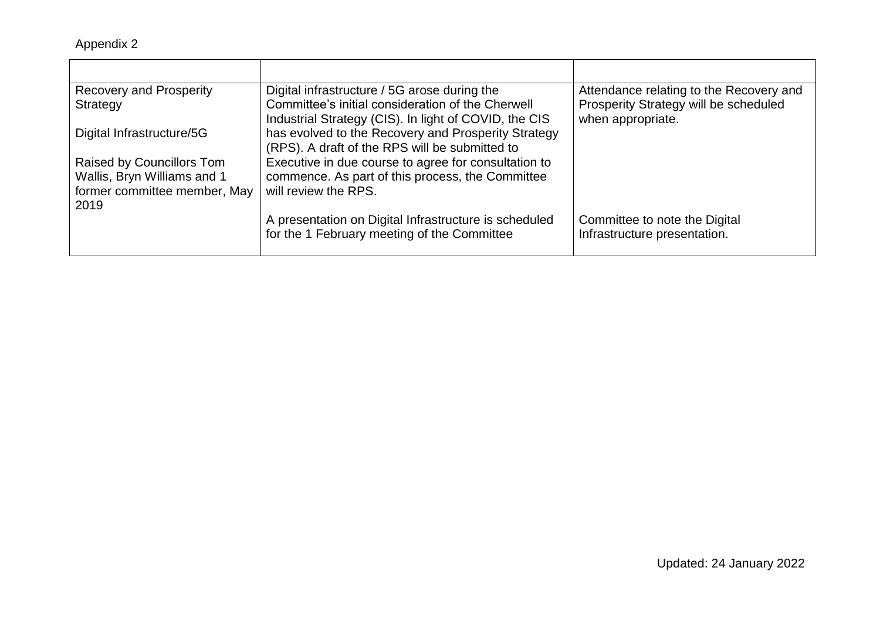Appendix 2

| | | |
|---|---|---|
| Recovery and Prosperity Strategy<br><br>Digital Infrastructure/5G<br><br>Raised by Councillors Tom Wallis, Bryn Williams and 1 former committee member, May 2019 | Digital infrastructure / 5G arose during the Committee's initial consideration of the Cherwell Industrial Strategy (CIS). In light of COVID, the CIS has evolved to the Recovery and Prosperity Strategy (RPS). A draft of the RPS will be submitted to Executive in due course to agree for consultation to commence. As part of this process, the Committee will review the RPS.<br><br>A presentation on Digital Infrastructure is scheduled for the 1 February meeting of the Committee | Attendance relating to the Recovery and Prosperity Strategy will be scheduled when appropriate.<br><br>Committee to note the Digital Infrastructure presentation. |

Updated: 24 January 2022